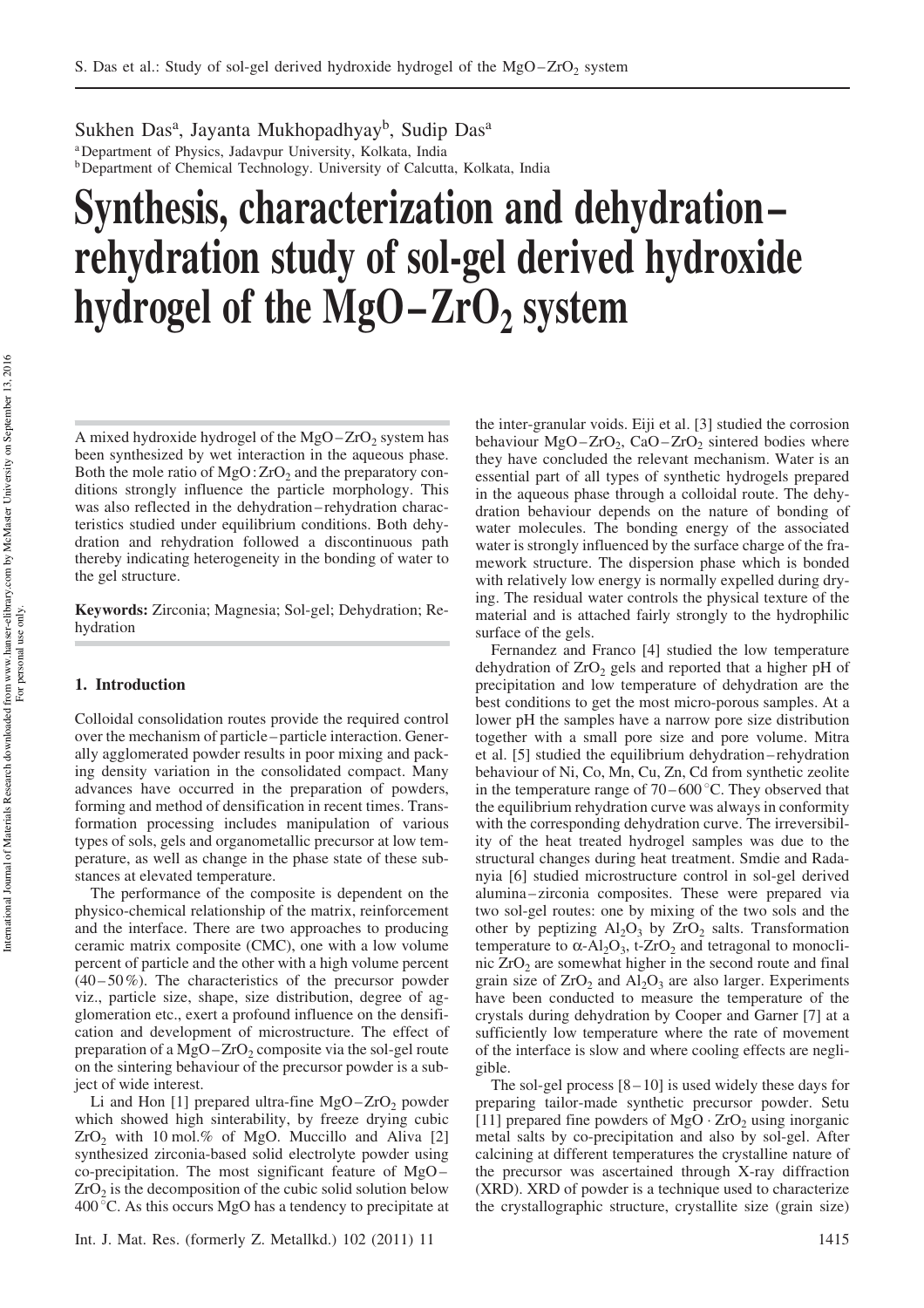Sukhen Das[a], Jayanta Mukhopadhyay[b], Sudip Das[a]

[a] Department of Physics, Jadavpur University, Kolkata, India
[b] Department of Chemical Technology. University of Calcutta, Kolkata, India

# Synthesis, characterization and dehydration–rehydration study of sol-gel derived hydroxide hydrogel of the $MgO-ZrO_2$ system

A mixed hydroxide hydrogel of the $MgO-ZrO_2$ system has been synthesized by wet interaction in the aqueous phase. Both the mole ratio of $MgO:ZrO_2$ and the preparatory conditions strongly influence the particle morphology. This was also reflected in the dehydration–rehydration characteristics studied under equilibrium conditions. Both dehydration and rehydration followed a discontinuous path thereby indicating heterogeneity in the bonding of water to the gel structure.

**Keywords:** Zirconia; Magnesia; Sol-gel; Dehydration; Rehydration

## 1. Introduction

Colloidal consolidation routes provide the required control over the mechanism of particle–particle interaction. Generally agglomerated powder results in poor mixing and packing density variation in the consolidated compact. Many advances have occurred in the preparation of powders, forming and method of densification in recent times. Transformation processing includes manipulation of various types of sols, gels and organometallic precursor at low temperature, as well as change in the phase state of these substances at elevated temperature.

The performance of the composite is dependent on the physico-chemical relationship of the matrix, reinforcement and the interface. There are two approaches to producing ceramic matrix composite (CMC), one with a low volume percent of particle and the other with a high volume percent (40–50%). The characteristics of the precursor powder viz., particle size, shape, size distribution, degree of agglomeration etc., exert a profound influence on the densification and development of microstructure. The effect of preparation of a $MgO-ZrO_2$ composite via the sol-gel route on the sintering behaviour of the precursor powder is a subject of wide interest.

Li and Hon [1] prepared ultra-fine $MgO-ZrO_2$ powder which showed high sinterability, by freeze drying cubic $ZrO_2$ with 10 mol.% of MgO. Muccillo and Aliva [2] synthesized zirconia-based solid electrolyte powder using co-precipitation. The most significant feature of $MgO-ZrO_2$ is the decomposition of the cubic solid solution below 400 °C. As this occurs MgO has a tendency to precipitate at the inter-granular voids. Eiji et al. [3] studied the corrosion behaviour $MgO-ZrO_2$, $CaO-ZrO_2$ sintered bodies where they have concluded the relevant mechanism. Water is an essential part of all types of synthetic hydrogels prepared in the aqueous phase through a colloidal route. The dehydration behaviour depends on the nature of bonding of water molecules. The bonding energy of the associated water is strongly influenced by the surface charge of the framework structure. The dispersion phase which is bonded with relatively low energy is normally expelled during drying. The residual water controls the physical texture of the material and is attached fairly strongly to the hydrophilic surface of the gels.

Fernandez and Franco [4] studied the low temperature dehydration of $ZrO_2$ gels and reported that a higher pH of precipitation and low temperature of dehydration are the best conditions to get the most micro-porous samples. At a lower pH the samples have a narrow pore size distribution together with a small pore size and pore volume. Mitra et al. [5] studied the equilibrium dehydration–rehydration behaviour of Ni, Co, Mn, Cu, Zn, Cd from synthetic zeolite in the temperature range of 70–600 °C. They observed that the equilibrium rehydration curve was always in conformity with the corresponding dehydration curve. The irreversibility of the heat treated hydrogel samples was due to the structural changes during heat treatment. Smdie and Radanyia [6] studied microstructure control in sol-gel derived alumina–zirconia composites. These were prepared via two sol-gel routes: one by mixing of the two sols and the other by peptizing $Al_2O_3$ by $ZrO_2$ salts. Transformation temperature to $\alpha$-$Al_2O_3$, t-$ZrO_2$ and tetragonal to monoclinic $ZrO_2$ are somewhat higher in the second route and final grain size of $ZrO_2$ and $Al_2O_3$ are also larger. Experiments have been conducted to measure the temperature of the crystals during dehydration by Cooper and Garner [7] at a sufficiently low temperature where the rate of movement of the interface is slow and where cooling effects are negligible.

The sol-gel process [8–10] is used widely these days for preparing tailor-made synthetic precursor powder. Setu [11] prepared fine powders of $MgO \cdot ZrO_2$ using inorganic metal salts by co-precipitation and also by sol-gel. After calcining at different temperatures the crystalline nature of the precursor was ascertained through X-ray diffraction (XRD). XRD of powder is a technique used to characterize the crystallographic structure, crystallite size (grain size)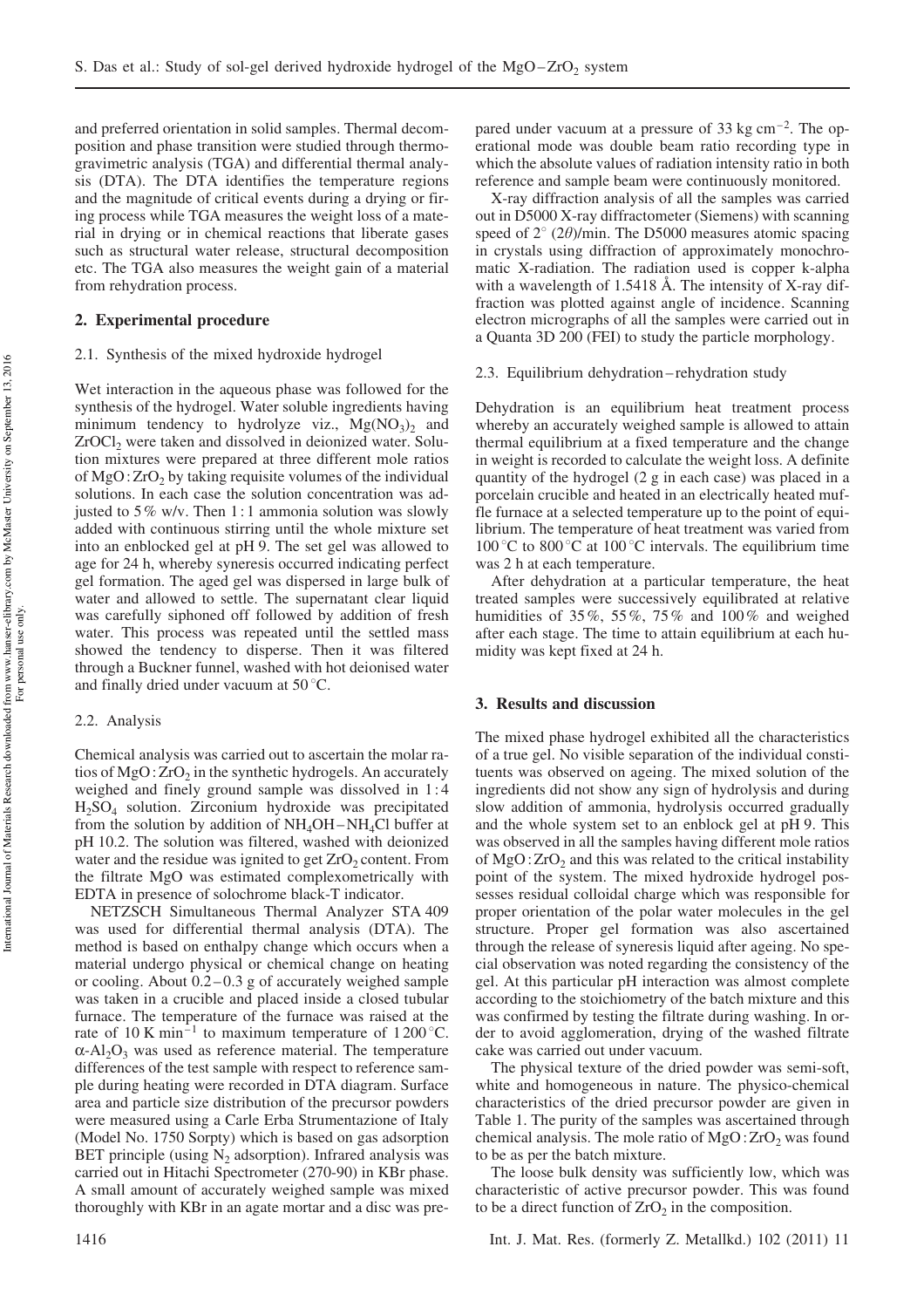and preferred orientation in solid samples. Thermal decomposition and phase transition were studied through thermogravimetric analysis (TGA) and differential thermal analysis (DTA). The DTA identifies the temperature regions and the magnitude of critical events during a drying or firing process while TGA measures the weight loss of a material in drying or in chemical reactions that liberate gases such as structural water release, structural decomposition etc. The TGA also measures the weight gain of a material from rehydration process.

## 2. Experimental procedure

### 2.1. Synthesis of the mixed hydroxide hydrogel

Wet interaction in the aqueous phase was followed for the synthesis of the hydrogel. Water soluble ingredients having minimum tendency to hydrolyze viz., $Mg(NO_3)_2$ and $ZrOCl_2$ were taken and dissolved in deionized water. Solution mixtures were prepared at three different mole ratios of $MgO:ZrO_2$ by taking requisite volumes of the individual solutions. In each case the solution concentration was adjusted to 5 % w/v. Then 1 : 1 ammonia solution was slowly added with continuous stirring until the whole mixture set into an enblocked gel at pH 9. The set gel was allowed to age for 24 h, whereby syneresis occurred indicating perfect gel formation. The aged gel was dispersed in large bulk of water and allowed to settle. The supernatant clear liquid was carefully siphoned off followed by addition of fresh water. This process was repeated until the settled mass showed the tendency to disperse. Then it was filtered through a Buckner funnel, washed with hot deionised water and finally dried under vacuum at 50 °C.

### 2.2. Analysis

Chemical analysis was carried out to ascertain the molar ratios of $MgO:ZrO_2$ in the synthetic hydrogels. An accurately weighed and finely ground sample was dissolved in 1 : 4 $H_2SO_4$ solution. Zirconium hydroxide was precipitated from the solution by addition of $NH_4OH-NH_4Cl$ buffer at pH 10.2. The solution was filtered, washed with deionized water and the residue was ignited to get $ZrO_2$ content. From the filtrate MgO was estimated complexometrically with EDTA in presence of solochrome black-T indicator.

NETZSCH Simultaneous Thermal Analyzer STA 409 was used for differential thermal analysis (DTA). The method is based on enthalpy change which occurs when a material undergo physical or chemical change on heating or cooling. About 0.2–0.3 g of accurately weighed sample was taken in a crucible and placed inside a closed tubular furnace. The temperature of the furnace was raised at the rate of 10 K $min^{-1}$ to maximum temperature of 1 200 °C. $\alpha$-$Al_2O_3$ was used as reference material. The temperature differences of the test sample with respect to reference sample during heating were recorded in DTA diagram. Surface area and particle size distribution of the precursor powders were measured using a Carle Erba Strumentazione of Italy (Model No. 1750 Sorpty) which is based on gas adsorption BET principle (using $N_2$ adsorption). Infrared analysis was carried out in Hitachi Spectrometer (270-90) in KBr phase. A small amount of accurately weighed sample was mixed thoroughly with KBr in an agate mortar and a disc was prepared under vacuum at a pressure of 33 kg $cm^{-2}$. The operational mode was double beam ratio recording type in which the absolute values of radiation intensity ratio in both reference and sample beam were continuously monitored.

X-ray diffraction analysis of all the samples was carried out in D5000 X-ray diffractometer (Siemens) with scanning speed of 2° (2$\theta$)/min. The D5000 measures atomic spacing in crystals using diffraction of approximately monochromatic X-radiation. The radiation used is copper k-alpha with a wavelength of 1.5418 Å. The intensity of X-ray diffraction was plotted against angle of incidence. Scanning electron micrographs of all the samples were carried out in a Quanta 3D 200 (FEI) to study the particle morphology.

### 2.3. Equilibrium dehydration–rehydration study

Dehydration is an equilibrium heat treatment process whereby an accurately weighed sample is allowed to attain thermal equilibrium at a fixed temperature and the change in weight is recorded to calculate the weight loss. A definite quantity of the hydrogel (2 g in each case) was placed in a porcelain crucible and heated in an electrically heated muffle furnace at a selected temperature up to the point of equilibrium. The temperature of heat treatment was varied from 100 °C to 800 °C at 100 °C intervals. The equilibrium time was 2 h at each temperature.

After dehydration at a particular temperature, the heat treated samples were successively equilibrated at relative humidities of 35 %, 55 %, 75 % and 100 % and weighed after each stage. The time to attain equilibrium at each humidity was kept fixed at 24 h.

## 3. Results and discussion

The mixed phase hydrogel exhibited all the characteristics of a true gel. No visible separation of the individual constituents was observed on ageing. The mixed solution of the ingredients did not show any sign of hydrolysis and during slow addition of ammonia, hydrolysis occurred gradually and the whole system set to an enblock gel at pH 9. This was observed in all the samples having different mole ratios of $MgO:ZrO_2$ and this was related to the critical instability point of the system. The mixed hydroxide hydrogel possesses residual colloidal charge which was responsible for proper orientation of the polar water molecules in the gel structure. Proper gel formation was also ascertained through the release of syneresis liquid after ageing. No special observation was noted regarding the consistency of the gel. At this particular pH interaction was almost complete according to the stoichiometry of the batch mixture and this was confirmed by testing the filtrate during washing. In order to avoid agglomeration, drying of the washed filtrate cake was carried out under vacuum.

The physical texture of the dried powder was semi-soft, white and homogeneous in nature. The physico-chemical characteristics of the dried precursor powder are given in Table 1. The purity of the samples was ascertained through chemical analysis. The mole ratio of $MgO:ZrO_2$ was found to be as per the batch mixture.

The loose bulk density was sufficiently low, which was characteristic of active precursor powder. This was found to be a direct function of $ZrO_2$ in the composition.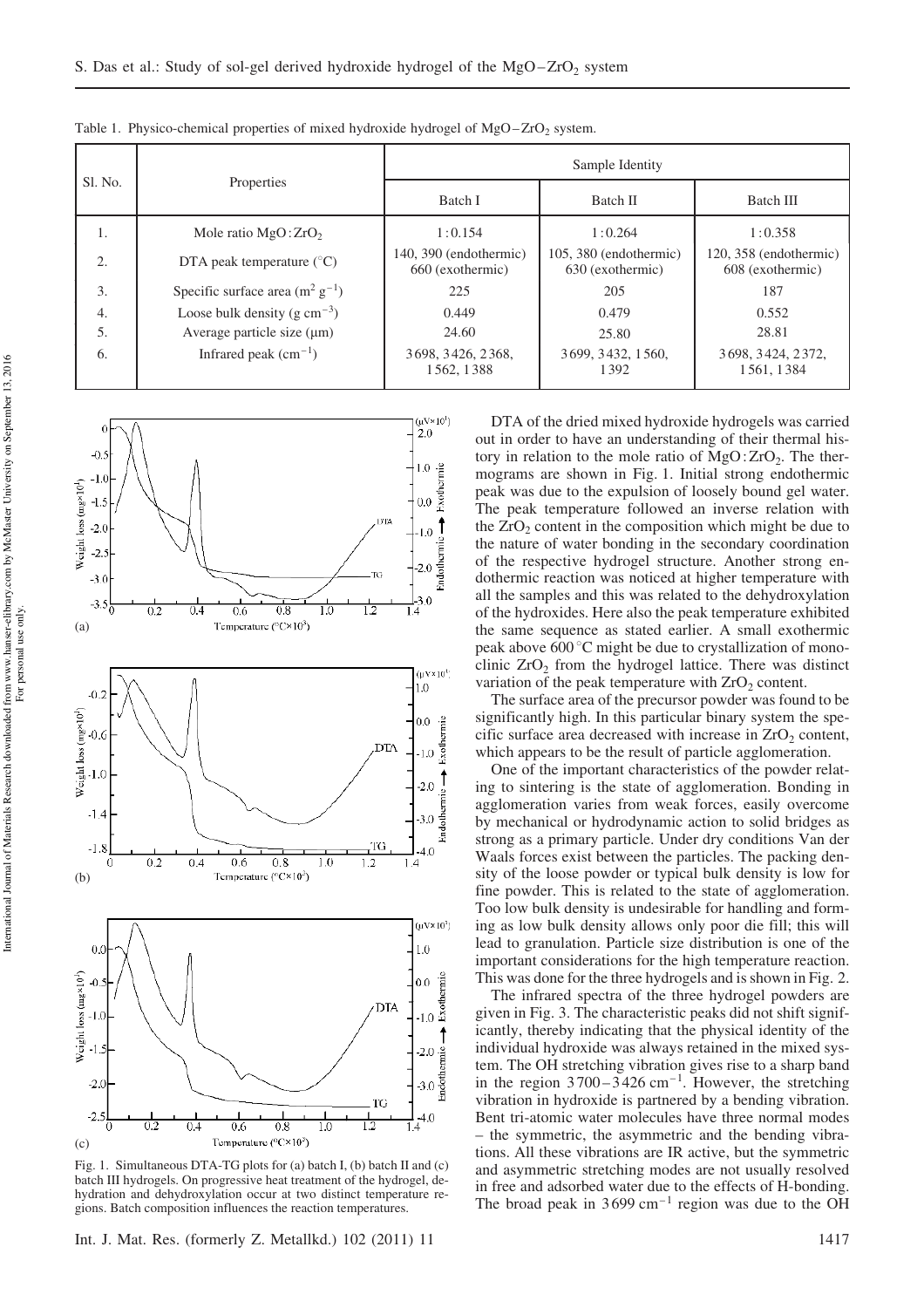Table 1. Physico-chemical properties of mixed hydroxide hydrogel of $MgO-ZrO_2$ system.

| Sl. No. | Properties | Sample Identity | | |
|---|---|---|---|---|
| | | Batch I | Batch II | Batch III |
| 1. | Mole ratio $MgO:ZrO_2$ | 1:0.154 | 1:0.264 | 1:0.358 |
| 2. | DTA peak temperature (°C) | 140, 390 (endothermic) 660 (exothermic) | 105, 380 (endothermic) 630 (exothermic) | 120, 358 (endothermic) 608 (exothermic) |
| 3. | Specific surface area ($m^2\ g^{-1}$) | 225 | 205 | 187 |
| 4. | Loose bulk density ($g\ cm^{-3}$) | 0.449 | 0.479 | 0.552 |
| 5. | Average particle size (μm) | 24.60 | 25.80 | 28.81 |
| 6. | Infrared peak ($cm^{-1}$) | 3698, 3426, 2368, 1562, 1388 | 3699, 3432, 1560, 1392 | 3698, 3424, 2372, 1561, 1384 |

Fig. 1. Simultaneous DTA-TG plots for (a) batch I, (b) batch II and (c) batch III hydrogels. On progressive heat treatment of the hydrogel, dehydration and dehydroxylation occur at two distinct temperature regions. Batch composition influences the reaction temperatures.

DTA of the dried mixed hydroxide hydrogels was carried out in order to have an understanding of their thermal history in relation to the mole ratio of $MgO:ZrO_2$. The thermograms are shown in Fig. 1. Initial strong endothermic peak was due to the expulsion of loosely bound gel water. The peak temperature followed an inverse relation with the $ZrO_2$ content in the composition which might be due to the nature of water bonding in the secondary coordination of the respective hydrogel structure. Another strong endothermic reaction was noticed at higher temperature with all the samples and this was related to the dehydroxylation of the hydroxides. Here also the peak temperature exhibited the same sequence as stated earlier. A small exothermic peak above 600 °C might be due to crystallization of monoclinic $ZrO_2$ from the hydrogel lattice. There was distinct variation of the peak temperature with $ZrO_2$ content.

The surface area of the precursor powder was found to be significantly high. In this particular binary system the specific surface area decreased with increase in $ZrO_2$ content, which appears to be the result of particle agglomeration.

One of the important characteristics of the powder relating to sintering is the state of agglomeration. Bonding in agglomeration varies from weak forces, easily overcome by mechanical or hydrodynamic action to solid bridges as strong as a primary particle. Under dry conditions Van der Waals forces exist between the particles. The packing density of the loose powder or typical bulk density is low for fine powder. This is related to the state of agglomeration. Too low bulk density is undesirable for handling and forming as low bulk density allows only poor die fill; this will lead to granulation. Particle size distribution is one of the important considerations for the high temperature reaction. This was done for the three hydrogels and is shown in Fig. 2.

The infrared spectra of the three hydrogel powders are given in Fig. 3. The characteristic peaks did not shift significantly, thereby indicating that the physical identity of the individual hydroxide was always retained in the mixed system. The OH stretching vibration gives rise to a sharp band in the region 3700–3426 $cm^{-1}$. However, the stretching vibration in hydroxide is partnered by a bending vibration. Bent tri-atomic water molecules have three normal modes – the symmetric, the asymmetric and the bending vibrations. All these vibrations are IR active, but the symmetric and asymmetric stretching modes are not usually resolved in free and adsorbed water due to the effects of H-bonding. The broad peak in 3699 $cm^{-1}$ region was due to the OH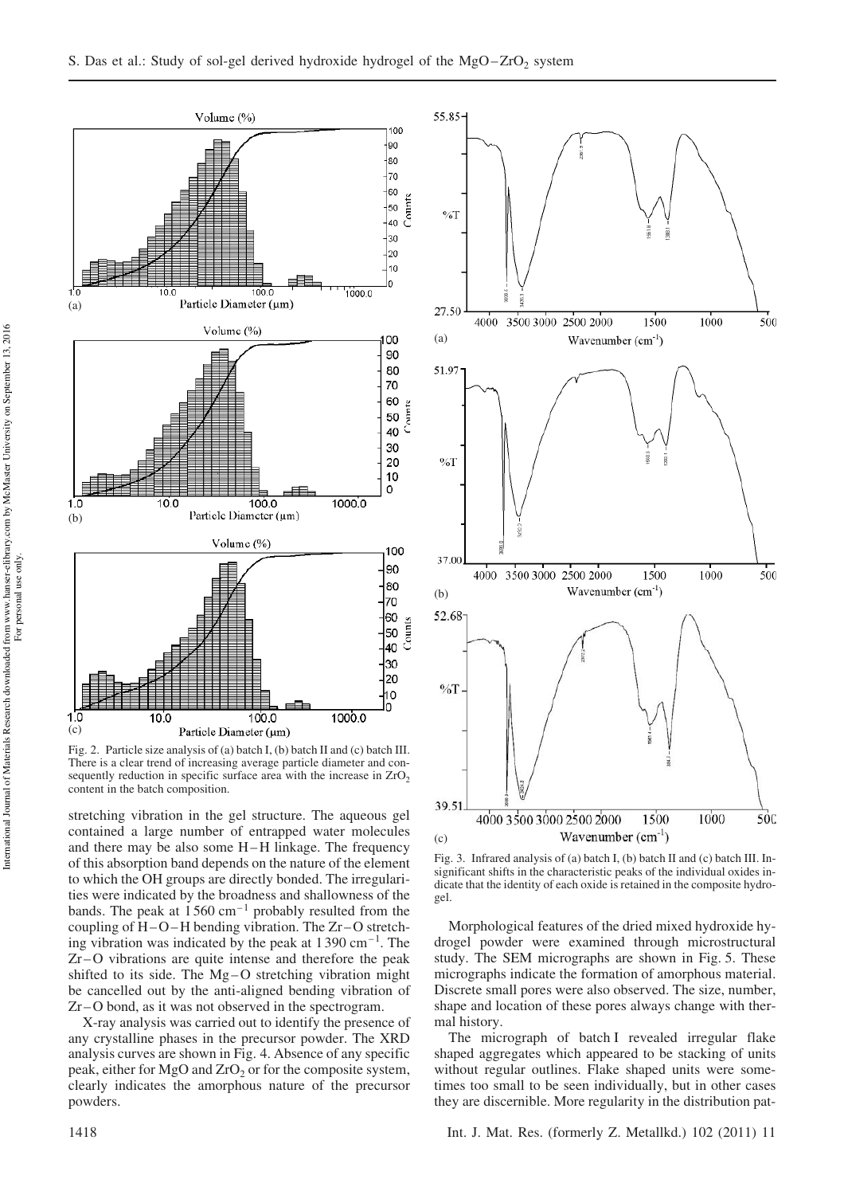Fig. 2. Particle size analysis of (a) batch I, (b) batch II and (c) batch III. There is a clear trend of increasing average particle diameter and consequently reduction in specific surface area with the increase in $ZrO_2$ content in the batch composition.

Fig. 3. Infrared analysis of (a) batch I, (b) batch II and (c) batch III. Insignificant shifts in the characteristic peaks of the individual oxides indicate that the identity of each oxide is retained in the composite hydrogel.

stretching vibration in the gel structure. The aqueous gel contained a large number of entrapped water molecules and there may be also some H–H linkage. The frequency of this absorption band depends on the nature of the element to which the OH groups are directly bonded. The irregularities were indicated by the broadness and shallowness of the bands. The peak at 1 560 $cm^{-1}$ probably resulted from the coupling of H–O–H bending vibration. The Zr–O stretching vibration was indicated by the peak at 1 390 $cm^{-1}$. The Zr–O vibrations are quite intense and therefore the peak shifted to its side. The Mg–O stretching vibration might be cancelled out by the anti-aligned bending vibration of Zr–O bond, as it was not observed in the spectrogram.

X-ray analysis was carried out to identify the presence of any crystalline phases in the precursor powder. The XRD analysis curves are shown in Fig. 4. Absence of any specific peak, either for MgO and $ZrO_2$ or for the composite system, clearly indicates the amorphous nature of the precursor powders.

Morphological features of the dried mixed hydroxide hydrogel powder were examined through microstructural study. The SEM micrographs are shown in Fig. 5. These micrographs indicate the formation of amorphous material. Discrete small pores were also observed. The size, number, shape and location of these pores always change with thermal history.

The micrograph of batch I revealed irregular flake shaped aggregates which appeared to be stacking of units without regular outlines. Flake shaped units were sometimes too small to be seen individually, but in other cases they are discernible. More regularity in the distribution pat-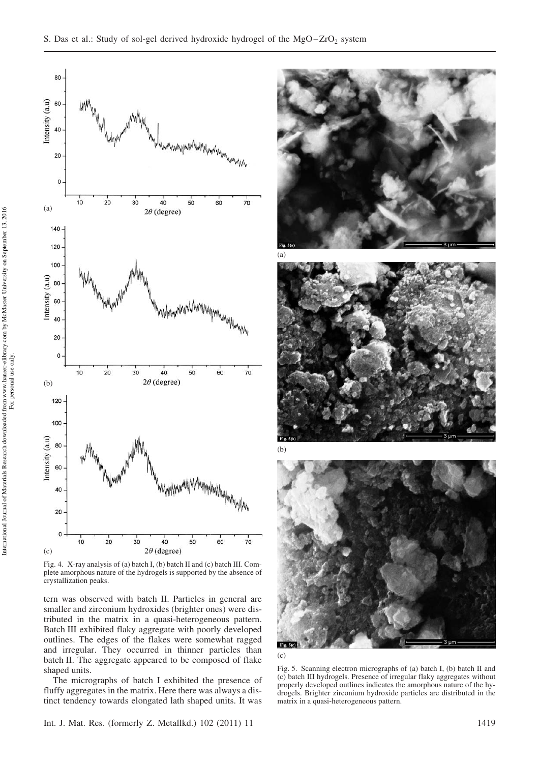Fig. 4. X-ray analysis of (a) batch I, (b) batch II and (c) batch III. Complete amorphous nature of the hydrogels is supported by the absence of crystallization peaks.

tern was observed with batch II. Particles in general are smaller and zirconium hydroxides (brighter ones) were distributed in the matrix in a quasi-heterogeneous pattern. Batch III exhibited flaky aggregate with poorly developed outlines. The edges of the flakes were somewhat ragged and irregular. They occurred in thinner particles than batch II. The aggregate appeared to be composed of flake shaped units.

The micrographs of batch I exhibited the presence of fluffy aggregates in the matrix. Here there was always a distinct tendency towards elongated lath shaped units. It was

Fig. 5. Scanning electron micrographs of (a) batch I, (b) batch II and (c) batch III hydrogels. Presence of irregular flaky aggregates without properly developed outlines indicates the amorphous nature of the hydrogels. Brighter zirconium hydroxide particles are distributed in the matrix in a quasi-heterogeneous pattern.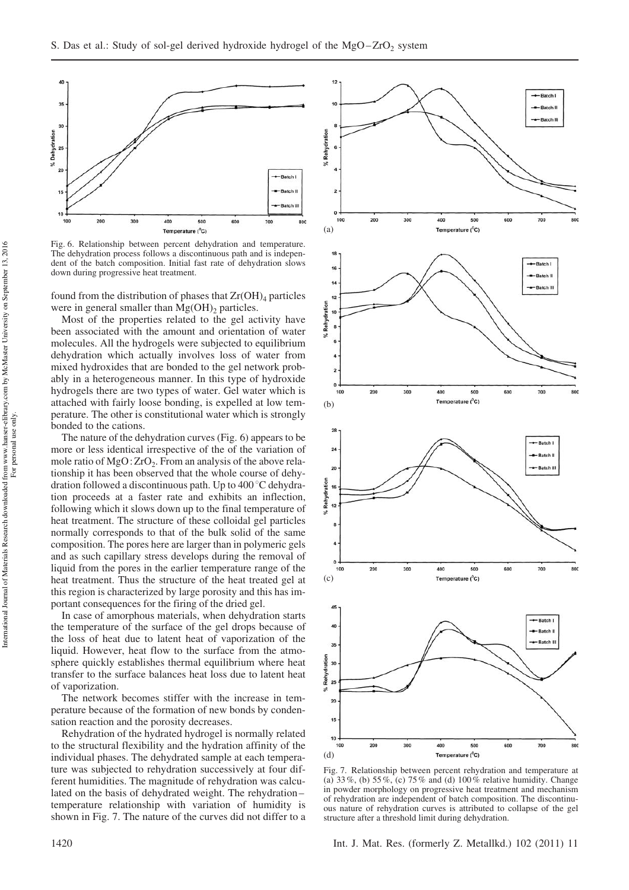Fig. 6. Relationship between percent dehydration and temperature. The dehydration process follows a discontinuous path and is independent of the batch composition. Initial fast rate of dehydration slows down during progressive heat treatment.

found from the distribution of phases that $Zr(OH)_4$ particles were in general smaller than $Mg(OH)_2$ particles.

Most of the properties related to the gel activity have been associated with the amount and orientation of water molecules. All the hydrogels were subjected to equilibrium dehydration which actually involves loss of water from mixed hydroxides that are bonded to the gel network probably in a heterogeneous manner. In this type of hydroxide hydrogels there are two types of water. Gel water which is attached with fairly loose bonding, is expelled at low temperature. The other is constitutional water which is strongly bonded to the cations.

The nature of the dehydration curves (Fig. 6) appears to be more or less identical irrespective of the of the variation of mole ratio of $MgO:ZrO_2$. From an analysis of the above relationship it has been observed that the whole course of dehydration followed a discontinuous path. Up to 400 °C dehydration proceeds at a faster rate and exhibits an inflection, following which it slows down up to the final temperature of heat treatment. The structure of these colloidal gel particles normally corresponds to that of the bulk solid of the same composition. The pores here are larger than in polymeric gels and as such capillary stress develops during the removal of liquid from the pores in the earlier temperature range of the heat treatment. Thus the structure of the heat treated gel at this region is characterized by large porosity and this has important consequences for the firing of the dried gel.

In case of amorphous materials, when dehydration starts the temperature of the surface of the gel drops because of the loss of heat due to latent heat of vaporization of the liquid. However, heat flow to the surface from the atmosphere quickly establishes thermal equilibrium where heat transfer to the surface balances heat loss due to latent heat of vaporization.

The network becomes stiffer with the increase in temperature because of the formation of new bonds by condensation reaction and the porosity decreases.

Rehydration of the hydrated hydrogel is normally related to the structural flexibility and the hydration affinity of the individual phases. The dehydrated sample at each temperature was subjected to rehydration successively at four different humidities. The magnitude of rehydration was calculated on the basis of dehydrated weight. The rehydration–temperature relationship with variation of humidity is shown in Fig. 7. The nature of the curves did not differ to a

Fig. 7. Relationship between percent rehydration and temperature at (a) 33 %, (b) 55 %, (c) 75 % and (d) 100 % relative humidity. Change in powder morphology on progressive heat treatment and mechanism of rehydration are independent of batch composition. The discontinuous nature of rehydration curves is attributed to collapse of the gel structure after a threshold limit during dehydration.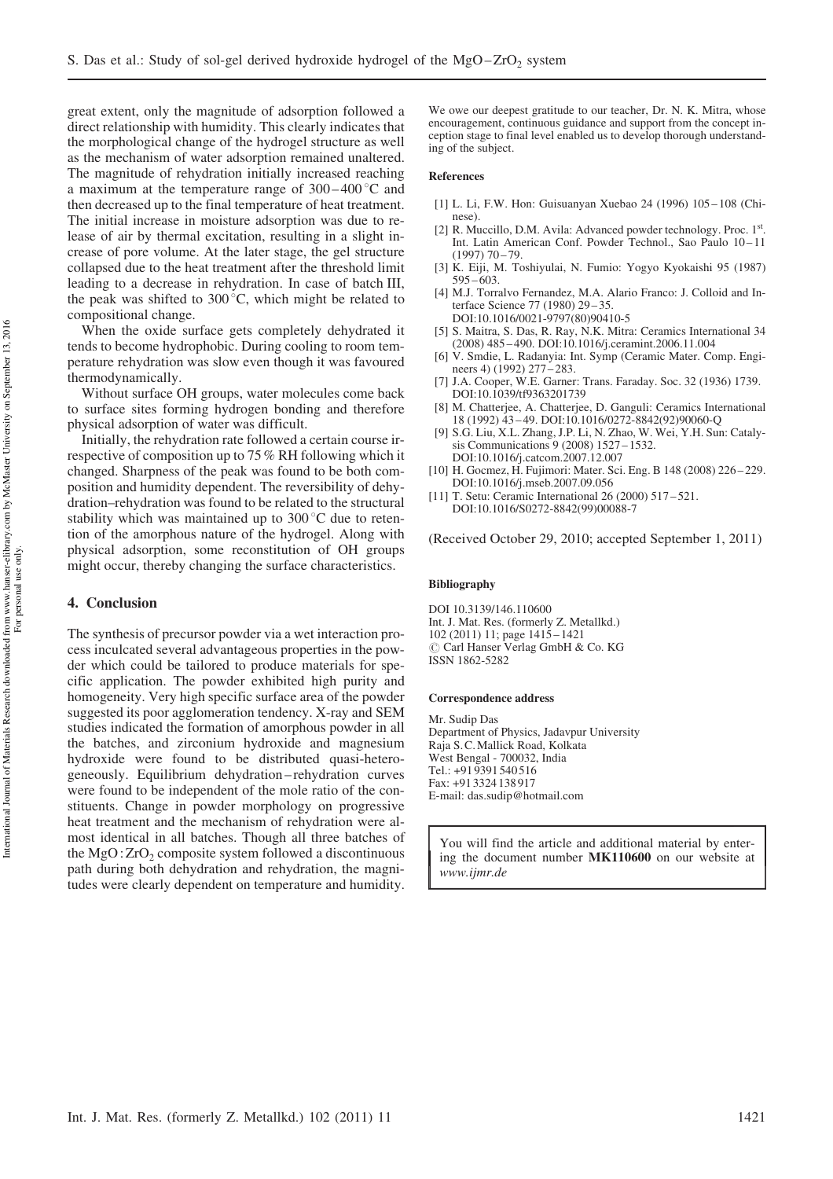great extent, only the magnitude of adsorption followed a direct relationship with humidity. This clearly indicates that the morphological change of the hydrogel structure as well as the mechanism of water adsorption remained unaltered. The magnitude of rehydration initially increased reaching a maximum at the temperature range of 300–400 °C and then decreased up to the final temperature of heat treatment. The initial increase in moisture adsorption was due to release of air by thermal excitation, resulting in a slight increase of pore volume. At the later stage, the gel structure collapsed due to the heat treatment after the threshold limit leading to a decrease in rehydration. In case of batch III, the peak was shifted to 300 °C, which might be related to compositional change.

When the oxide surface gets completely dehydrated it tends to become hydrophobic. During cooling to room temperature rehydration was slow even though it was favoured thermodynamically.

Without surface OH groups, water molecules come back to surface sites forming hydrogen bonding and therefore physical adsorption of water was difficult.

Initially, the rehydration rate followed a certain course irrespective of composition up to 75 % RH following which it changed. Sharpness of the peak was found to be both composition and humidity dependent. The reversibility of dehydration–rehydration was found to be related to the structural stability which was maintained up to 300 °C due to retention of the amorphous nature of the hydrogel. Along with physical adsorption, some reconstitution of OH groups might occur, thereby changing the surface characteristics.

## 4. Conclusion

The synthesis of precursor powder via a wet interaction process inculcated several advantageous properties in the powder which could be tailored to produce materials for specific application. The powder exhibited high purity and homogeneity. Very high specific surface area of the powder suggested its poor agglomeration tendency. X-ray and SEM studies indicated the formation of amorphous powder in all the batches, and zirconium hydroxide and magnesium hydroxide were found to be distributed quasi-heterogeneously. Equilibrium dehydration–rehydration curves were found to be independent of the mole ratio of the constituents. Change in powder morphology on progressive heat treatment and the mechanism of rehydration were almost identical in all batches. Though all three batches of the $MgO : ZrO_2$ composite system followed a discontinuous path during both dehydration and rehydration, the magnitudes were clearly dependent on temperature and humidity.

We owe our deepest gratitude to our teacher, Dr. N. K. Mitra, whose encouragement, continuous guidance and support from the concept inception stage to final level enabled us to develop thorough understanding of the subject.

### References

[1] L. Li, F.W. Hon: Guisuanyan Xuebao 24 (1996) 105–108 (Chinese).
[2] R. Muccillo, D.M. Avila: Advanced powder technology. Proc. 1st. Int. Latin American Conf. Powder Technol., Sao Paulo 10–11 (1997) 70–79.
[3] K. Eiji, M. Toshiyulai, N. Fumio: Yogyo Kyokaishi 95 (1987) 595–603.
[4] M.J. Torralvo Fernandez, M.A. Alario Franco: J. Colloid and Interface Science 77 (1980) 29–35. DOI:10.1016/0021-9797(80)90410-5
[5] S. Maitra, S. Das, R. Ray, N.K. Mitra: Ceramics International 34 (2008) 485–490. DOI:10.1016/j.ceramint.2006.11.004
[6] V. Smdie, L. Radanyia: Int. Symp (Ceramic Mater. Comp. Engineers 4) (1992) 277–283.
[7] J.A. Cooper, W.E. Garner: Trans. Faraday. Soc. 32 (1936) 1739. DOI:10.1039/tf9363201739
[8] M. Chatterjee, A. Chatterjee, D. Ganguli: Ceramics International 18 (1992) 43–49. DOI:10.1016/0272-8842(92)90060-Q
[9] S.G. Liu, X.L. Zhang, J.P. Li, N. Zhao, W. Wei, Y.H. Sun: Catalysis Communications 9 (2008) 1527–1532. DOI:10.1016/j.catcom.2007.12.007
[10] H. Gocmez, H. Fujimori: Mater. Sci. Eng. B 148 (2008) 226–229. DOI:10.1016/j.mseb.2007.09.056
[11] T. Setu: Ceramic International 26 (2000) 517–521. DOI:10.1016/S0272-8842(99)00088-7

(Received October 29, 2010; accepted September 1, 2011)

### Bibliography

DOI 10.3139/146.110600
Int. J. Mat. Res. (formerly Z. Metallkd.)
102 (2011) 11; page 1415–1421
© Carl Hanser Verlag GmbH & Co. KG
ISSN 1862-5282

### Correspondence address

Mr. Sudip Das
Department of Physics, Jadavpur University
Raja S.C. Mallick Road, Kolkata
West Bengal - 700032, India
Tel.: +91 9391 540 516
Fax: +91 3324 138 917
E-mail: das.sudip@hotmail.com

You will find the article and additional material by entering the document number **MK110600** on our website at *www.ijmr.de*